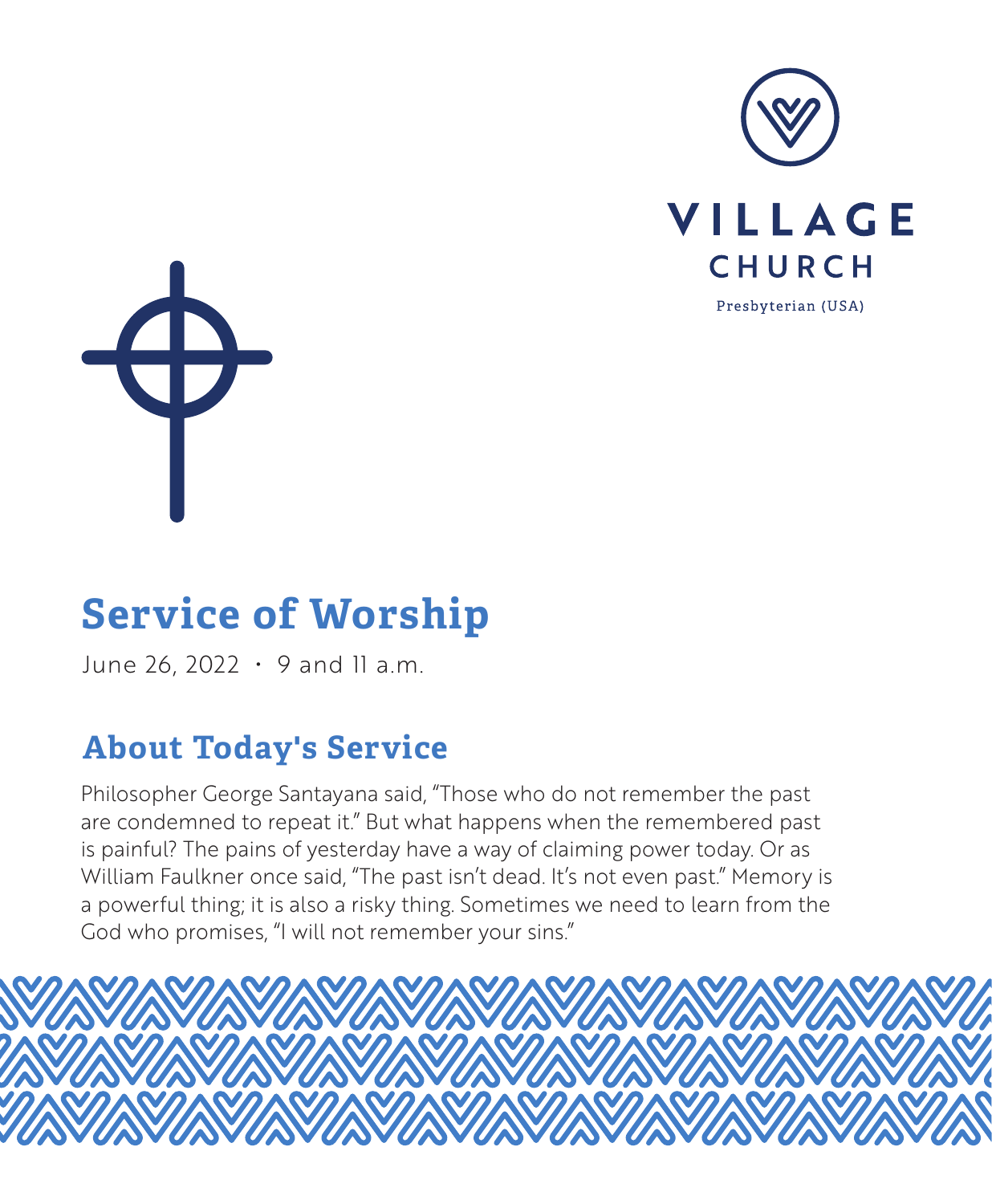VILLAGE CHURCH

Presbyterian (USA)

# Service of Worship

June 26, 2022 • 9 and 11 a.m.

## About Today's Service

Philosopher George Santayana said, "Those who do not remember the past are condemned to repeat it." But what happens when the remembered past is painful? The pains of yesterday have a way of claiming power today. Or as William Faulkner once said, "The past isn't dead. It's not even past." Memory is a powerful thing; it is also a risky thing. Sometimes we need to learn from the God who promises, "I will not remember your sins."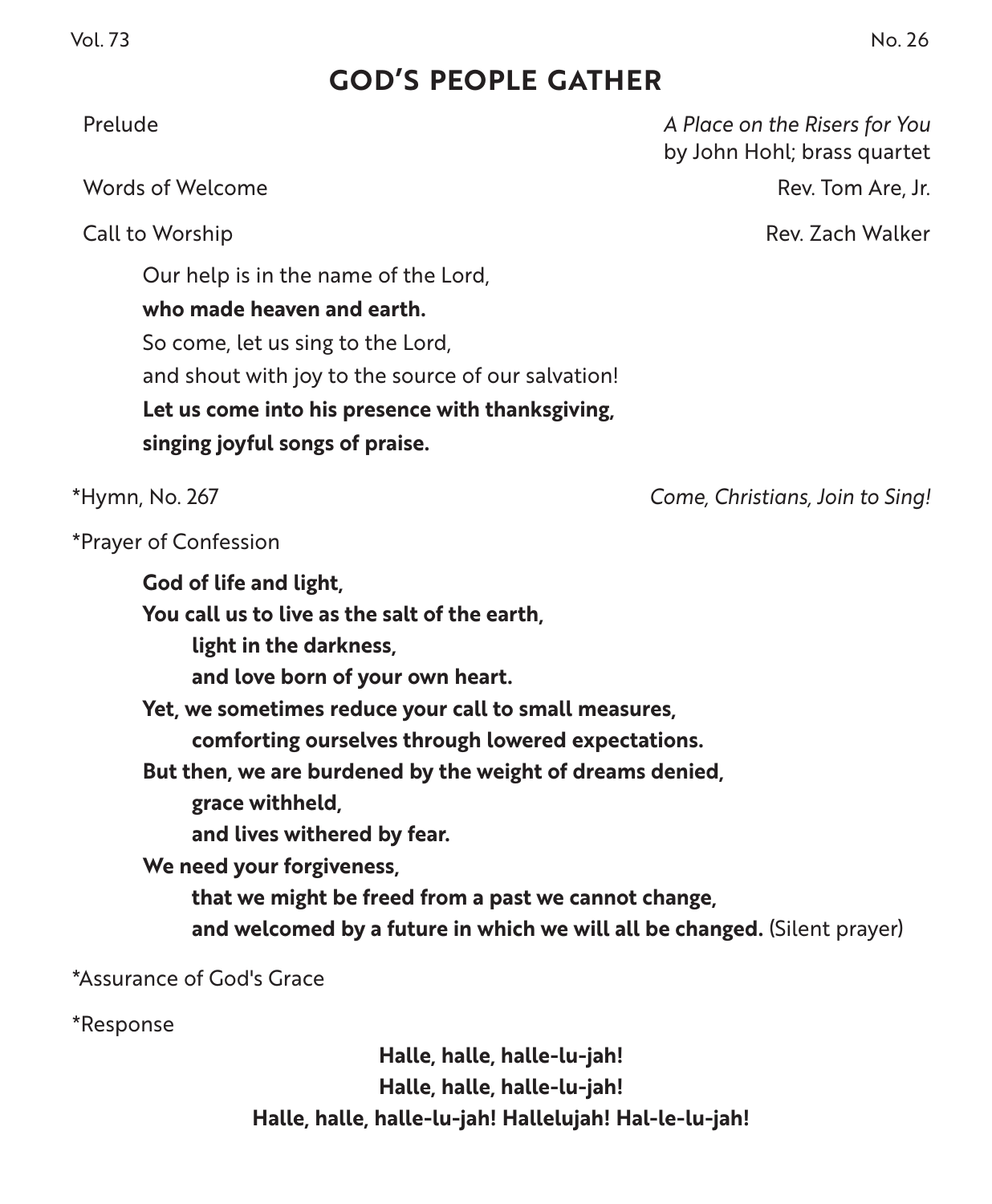## GOD'S PEOPLE GATHER

Prelude — *A Place on the Risers for You* by John Hohl; brass quartet

Words of Welcome — Rev. Tom Are, Jr.

Call to Worship — Rev. Zach Walker

Our help is in the name of the Lord,
**who made heaven and earth.**
So come, let us sing to the Lord,
and shout with joy to the source of our salvation!
**Let us come into his presence with thanksgiving,**
**singing joyful songs of praise.**

*Hymn, No. 267 — *Come, Christians, Join to Sing!*

*Prayer of Confession

**God of life and light,**
**You call us to live as the salt of the earth,**
  **light in the darkness,**
  **and love born of your own heart.**
**Yet, we sometimes reduce your call to small measures,**
  **comforting ourselves through lowered expectations.**
**But then, we are burdened by the weight of dreams denied,**
  **grace withheld,**
  **and lives withered by fear.**
**We need your forgiveness,**
  **that we might be freed from a past we cannot change,**
  **and welcomed by a future in which we will all be changed.** (Silent prayer)

*Assurance of God's Grace

*Response

**Halle, halle, halle-lu-jah!**
**Halle, halle, halle-lu-jah!**
**Halle, halle, halle-lu-jah! Hallelujah! Hal-le-lu-jah!**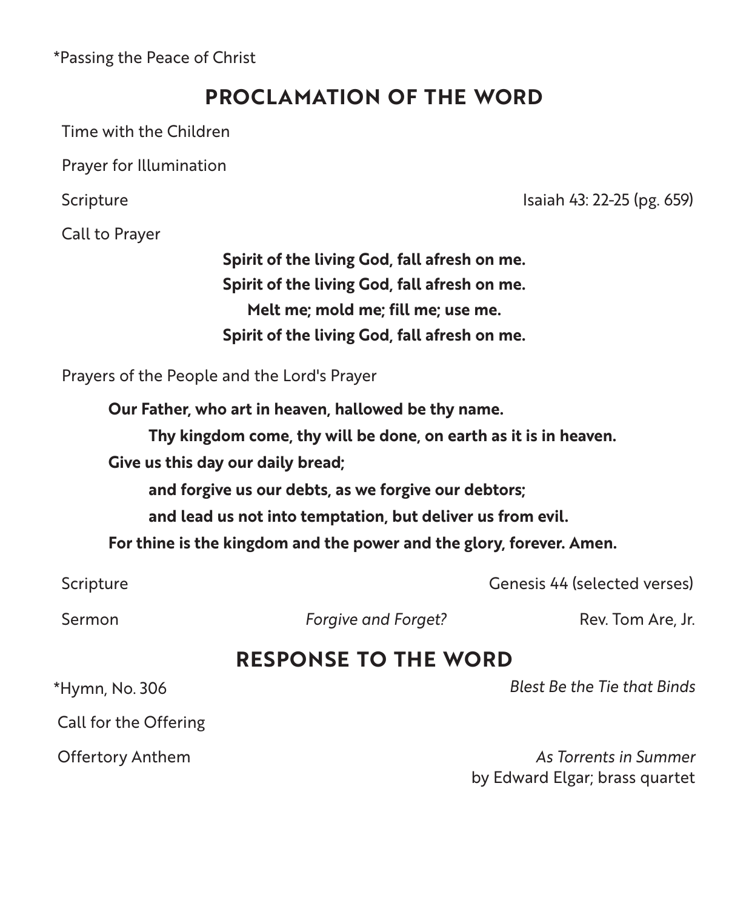*Passing the Peace of Christ

## PROCLAMATION OF THE WORD

Time with the Children

Prayer for Illumination

Scripture — Isaiah 43: 22-25 (pg. 659)

Call to Prayer

**Spirit of the living God, fall afresh on me.**
**Spirit of the living God, fall afresh on me.**
**Melt me; mold me; fill me; use me.**
**Spirit of the living God, fall afresh on me.**

Prayers of the People and the Lord's Prayer

**Our Father, who art in heaven, hallowed be thy name.**
**Thy kingdom come, thy will be done, on earth as it is in heaven.**
**Give us this day our daily bread;**
**and forgive us our debts, as we forgive our debtors;**
**and lead us not into temptation, but deliver us from evil.**
**For thine is the kingdom and the power and the glory, forever. Amen.**

Scripture — Genesis 44 (selected verses)

Sermon — *Forgive and Forget?* — Rev. Tom Are, Jr.

## RESPONSE TO THE WORD

*Hymn, No. 306 — *Blest Be the Tie that Binds*

Call for the Offering

Offertory Anthem — *As Torrents in Summer*
by Edward Elgar; brass quartet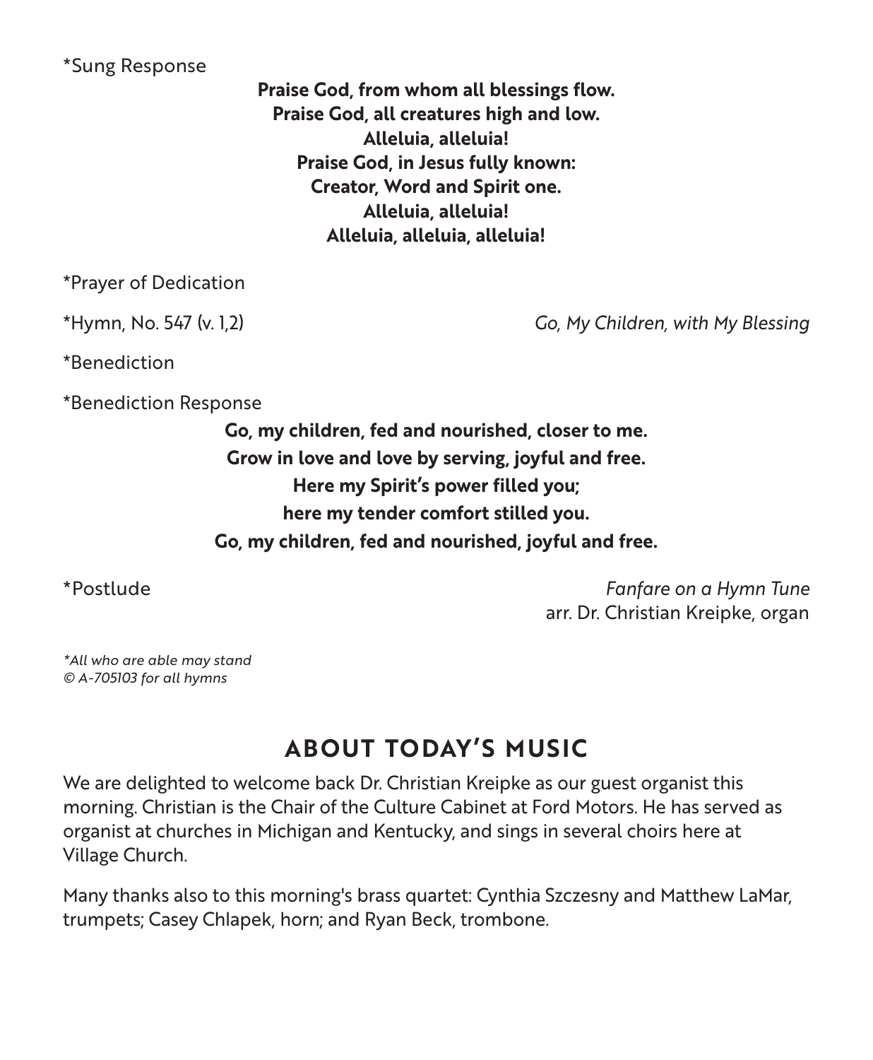*Sung Response

**Praise God, from whom all blessings flow.**
**Praise God, all creatures high and low.**
**Alleluia, alleluia!**
**Praise God, in Jesus fully known:**
**Creator, Word and Spirit one.**
**Alleluia, alleluia!**
**Alleluia, alleluia, alleluia!**

*Prayer of Dedication

*Hymn, No. 547 (v. 1,2) *Go, My Children, with My Blessing*

*Benediction

*Benediction Response

**Go, my children, fed and nourished, closer to me.**
**Grow in love and love by serving, joyful and free.**
**Here my Spirit's power filled you;**
**here my tender comfort stilled you.**
**Go, my children, fed and nourished, joyful and free.**

*Postlude *Fanfare on a Hymn Tune*
arr. Dr. Christian Kreipke, organ

*\*All who are able may stand*
*© A-705103 for all hymns*

## ABOUT TODAY'S MUSIC

We are delighted to welcome back Dr. Christian Kreipke as our guest organist this morning. Christian is the Chair of the Culture Cabinet at Ford Motors. He has served as organist at churches in Michigan and Kentucky, and sings in several choirs here at Village Church.

Many thanks also to this morning's brass quartet: Cynthia Szczesny and Matthew LaMar, trumpets; Casey Chlapek, horn; and Ryan Beck, trombone.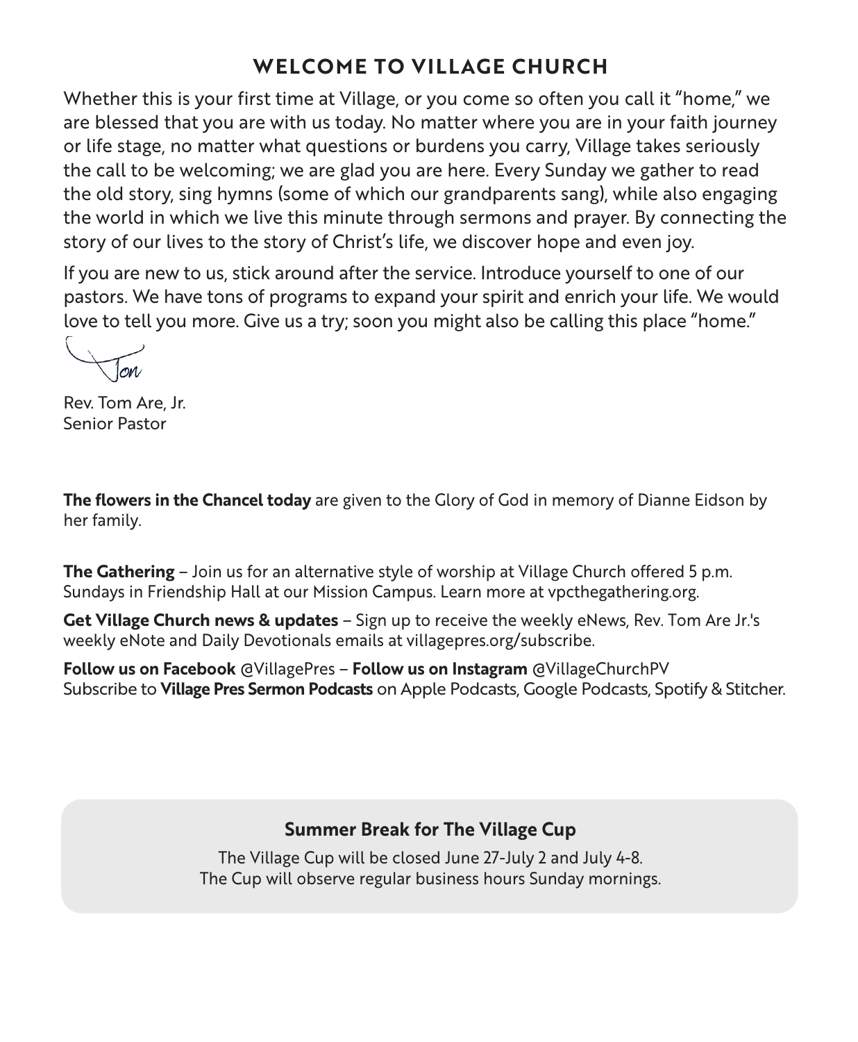## WELCOME TO VILLAGE CHURCH

Whether this is your first time at Village, or you come so often you call it "home," we are blessed that you are with us today. No matter where you are in your faith journey or life stage, no matter what questions or burdens you carry, Village takes seriously the call to be welcoming; we are glad you are here. Every Sunday we gather to read the old story, sing hymns (some of which our grandparents sang), while also engaging the world in which we live this minute through sermons and prayer. By connecting the story of our lives to the story of Christ's life, we discover hope and even joy.

If you are new to us, stick around after the service. Introduce yourself to one of our pastors. We have tons of programs to expand your spirit and enrich your life. We would love to tell you more. Give us a try; soon you might also be calling this place "home."

Tom

Rev. Tom Are, Jr.
Senior Pastor

**The flowers in the Chancel today** are given to the Glory of God in memory of Dianne Eidson by her family.

**The Gathering** – Join us for an alternative style of worship at Village Church offered 5 p.m. Sundays in Friendship Hall at our Mission Campus. Learn more at vpcthegathering.org.

**Get Village Church news & updates** – Sign up to receive the weekly eNews, Rev. Tom Are Jr.'s weekly eNote and Daily Devotionals emails at villagepres.org/subscribe.

**Follow us on Facebook** @VillagePres – **Follow us on Instagram** @VillageChurchPV
Subscribe to **Village Pres Sermon Podcasts** on Apple Podcasts, Google Podcasts, Spotify & Stitcher.

**Summer Break for The Village Cup**

The Village Cup will be closed June 27-July 2 and July 4-8.
The Cup will observe regular business hours Sunday mornings.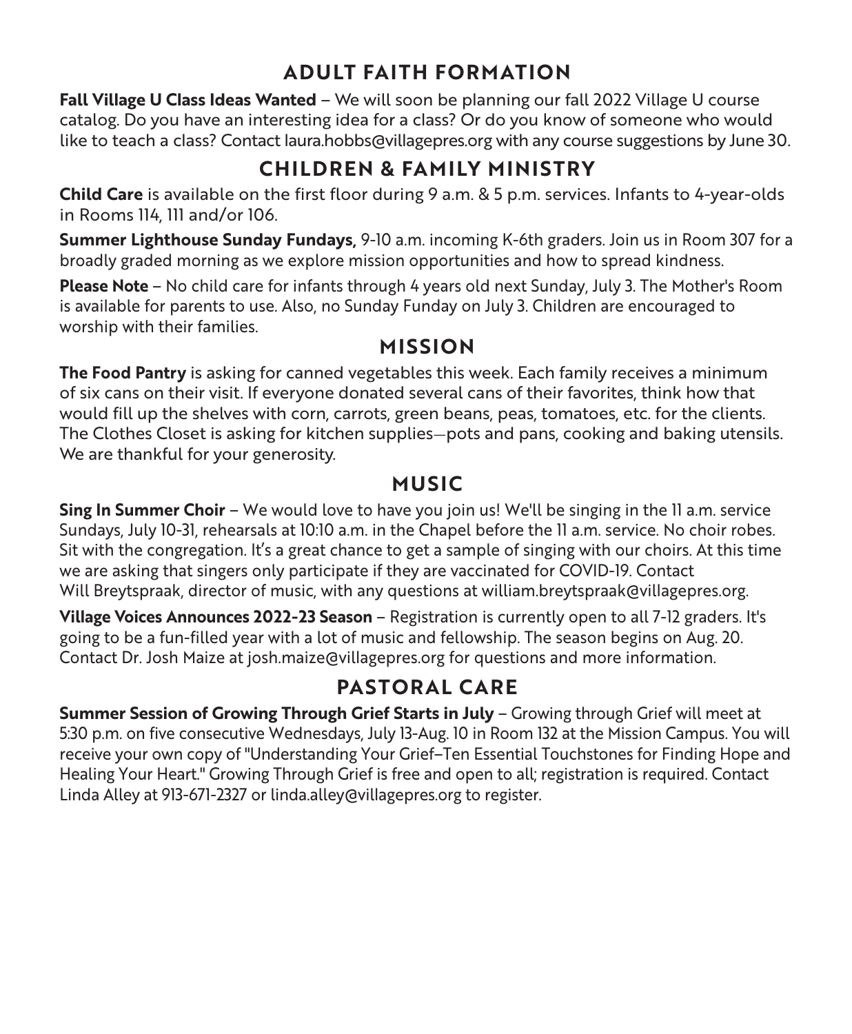## ADULT FAITH FORMATION

**Fall Village U Class Ideas Wanted** – We will soon be planning our fall 2022 Village U course catalog. Do you have an interesting idea for a class? Or do you know of someone who would like to teach a class? Contact laura.hobbs@villagepres.org with any course suggestions by June 30.

## CHILDREN & FAMILY MINISTRY

**Child Care** is available on the first floor during 9 a.m. & 5 p.m. services. Infants to 4-year-olds in Rooms 114, 111 and/or 106.

**Summer Lighthouse Sunday Fundays,** 9-10 a.m. incoming K-6th graders. Join us in Room 307 for a broadly graded morning as we explore mission opportunities and how to spread kindness.

**Please Note** – No child care for infants through 4 years old next Sunday, July 3. The Mother's Room is available for parents to use. Also, no Sunday Funday on July 3. Children are encouraged to worship with their families.

## MISSION

**The Food Pantry** is asking for canned vegetables this week. Each family receives a minimum of six cans on their visit. If everyone donated several cans of their favorites, think how that would fill up the shelves with corn, carrots, green beans, peas, tomatoes, etc. for the clients. The Clothes Closet is asking for kitchen supplies—pots and pans, cooking and baking utensils. We are thankful for your generosity.

## MUSIC

**Sing In Summer Choir** – We would love to have you join us! We'll be singing in the 11 a.m. service Sundays, July 10-31, rehearsals at 10:10 a.m. in the Chapel before the 11 a.m. service. No choir robes. Sit with the congregation. It's a great chance to get a sample of singing with our choirs. At this time we are asking that singers only participate if they are vaccinated for COVID-19. Contact Will Breytspraak, director of music, with any questions at william.breytspraak@villagepres.org.

**Village Voices Announces 2022-23 Season** – Registration is currently open to all 7-12 graders. It's going to be a fun-filled year with a lot of music and fellowship. The season begins on Aug. 20. Contact Dr. Josh Maize at josh.maize@villagepres.org for questions and more information.

## PASTORAL CARE

**Summer Session of Growing Through Grief Starts in July** – Growing through Grief will meet at 5:30 p.m. on five consecutive Wednesdays, July 13-Aug. 10 in Room 132 at the Mission Campus. You will receive your own copy of "Understanding Your Grief–Ten Essential Touchstones for Finding Hope and Healing Your Heart." Growing Through Grief is free and open to all; registration is required. Contact Linda Alley at 913-671-2327 or linda.alley@villagepres.org to register.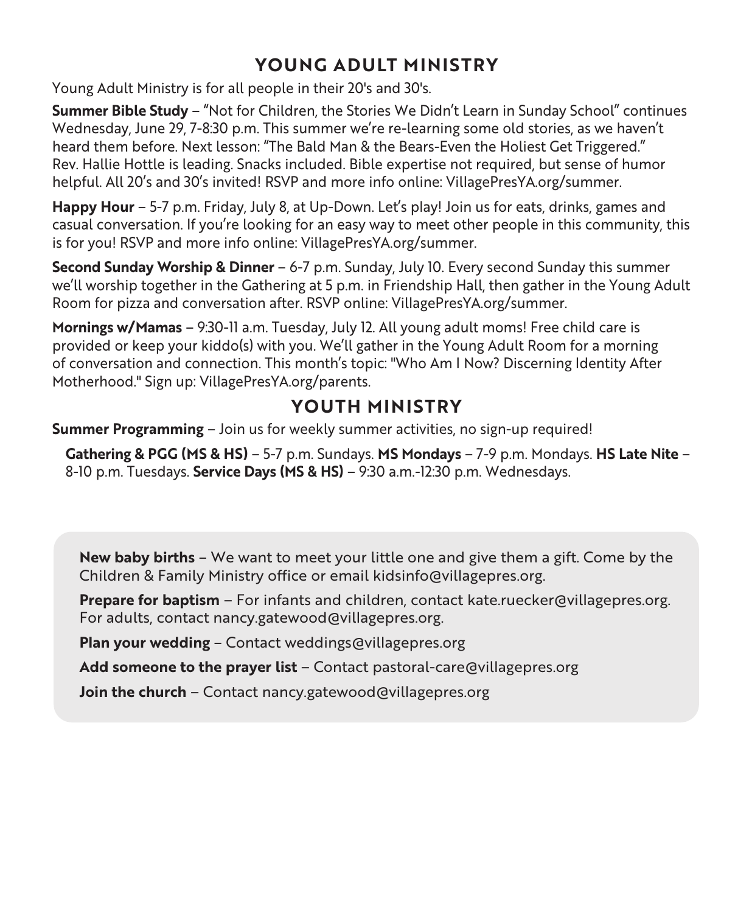## YOUNG ADULT MINISTRY

Young Adult Ministry is for all people in their 20's and 30's.

**Summer Bible Study** – "Not for Children, the Stories We Didn't Learn in Sunday School" continues Wednesday, June 29, 7-8:30 p.m. This summer we're re-learning some old stories, as we haven't heard them before. Next lesson: "The Bald Man & the Bears-Even the Holiest Get Triggered." Rev. Hallie Hottle is leading. Snacks included. Bible expertise not required, but sense of humor helpful. All 20's and 30's invited! RSVP and more info online: VillagePresYA.org/summer.

**Happy Hour** – 5-7 p.m. Friday, July 8, at Up-Down. Let's play! Join us for eats, drinks, games and casual conversation. If you're looking for an easy way to meet other people in this community, this is for you! RSVP and more info online: VillagePresYA.org/summer.

**Second Sunday Worship & Dinner** – 6-7 p.m. Sunday, July 10. Every second Sunday this summer we'll worship together in the Gathering at 5 p.m. in Friendship Hall, then gather in the Young Adult Room for pizza and conversation after. RSVP online: VillagePresYA.org/summer.

**Mornings w/Mamas** – 9:30-11 a.m. Tuesday, July 12. All young adult moms! Free child care is provided or keep your kiddo(s) with you. We'll gather in the Young Adult Room for a morning of conversation and connection. This month's topic: "Who Am I Now? Discerning Identity After Motherhood." Sign up: VillagePresYA.org/parents.

## YOUTH MINISTRY

**Summer Programming** – Join us for weekly summer activities, no sign-up required!

**Gathering & PGG (MS & HS)** – 5-7 p.m. Sundays. **MS Mondays** – 7-9 p.m. Mondays. **HS Late Nite** – 8-10 p.m. Tuesdays. **Service Days (MS & HS)** – 9:30 a.m.-12:30 p.m. Wednesdays.

**New baby births** – We want to meet your little one and give them a gift. Come by the Children & Family Ministry office or email kidsinfo@villagepres.org.

**Prepare for baptism** – For infants and children, contact kate.ruecker@villagepres.org. For adults, contact nancy.gatewood@villagepres.org.

**Plan your wedding** – Contact weddings@villagepres.org

**Add someone to the prayer list** – Contact pastoral-care@villagepres.org

**Join the church** – Contact nancy.gatewood@villagepres.org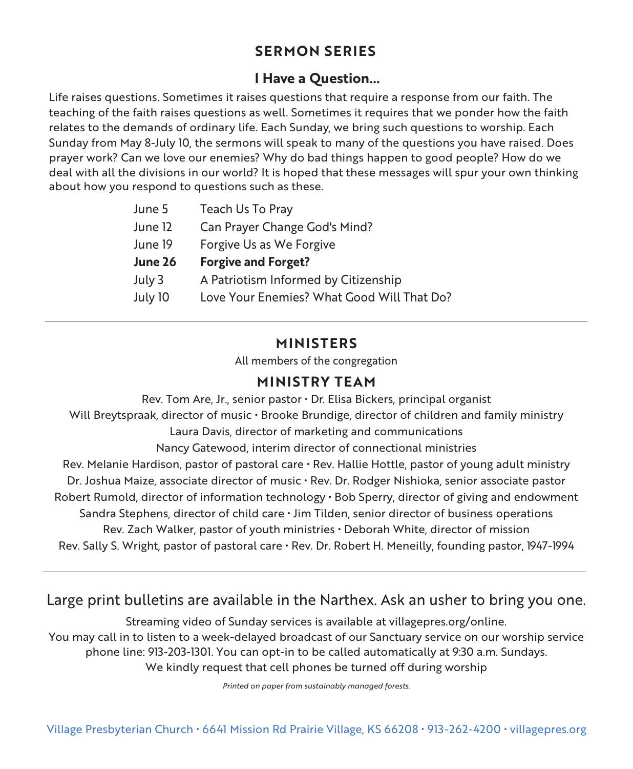## SERMON SERIES

### I Have a Question...

Life raises questions. Sometimes it raises questions that require a response from our faith. The teaching of the faith raises questions as well. Sometimes it requires that we ponder how the faith relates to the demands of ordinary life. Each Sunday, we bring such questions to worship. Each Sunday from May 8-July 10, the sermons will speak to many of the questions you have raised. Does prayer work? Can we love our enemies? Why do bad things happen to good people? How do we deal with all the divisions in our world? It is hoped that these messages will spur your own thinking about how you respond to questions such as these.

| | |
|---|---|
| June 5 | Teach Us To Pray |
| June 12 | Can Prayer Change God's Mind? |
| June 19 | Forgive Us as We Forgive |
| **June 26** | **Forgive and Forget?** |
| July 3 | A Patriotism Informed by Citizenship |
| July 10 | Love Your Enemies? What Good Will That Do? |

---

## MINISTERS

All members of the congregation

## MINISTRY TEAM

Rev. Tom Are, Jr., senior pastor • Dr. Elisa Bickers, principal organist
Will Breytspraak, director of music • Brooke Brundige, director of children and family ministry
Laura Davis, director of marketing and communications
Nancy Gatewood, interim director of connectional ministries
Rev. Melanie Hardison, pastor of pastoral care • Rev. Hallie Hottle, pastor of young adult ministry
Dr. Joshua Maize, associate director of music • Rev. Dr. Rodger Nishioka, senior associate pastor
Robert Rumold, director of information technology • Bob Sperry, director of giving and endowment
Sandra Stephens, director of child care • Jim Tilden, senior director of business operations
Rev. Zach Walker, pastor of youth ministries • Deborah White, director of mission
Rev. Sally S. Wright, pastor of pastoral care • Rev. Dr. Robert H. Meneilly, founding pastor, 1947-1994

---

Large print bulletins are available in the Narthex. Ask an usher to bring you one.

Streaming video of Sunday services is available at villagepres.org/online.
You may call in to listen to a week-delayed broadcast of our Sanctuary service on our worship service phone line: 913-203-1301. You can opt-in to be called automatically at 9:30 a.m. Sundays.
We kindly request that cell phones be turned off during worship

*Printed on paper from sustainably managed forests.*

Village Presbyterian Church • 6641 Mission Rd Prairie Village, KS 66208 • 913-262-4200 • villagepres.org